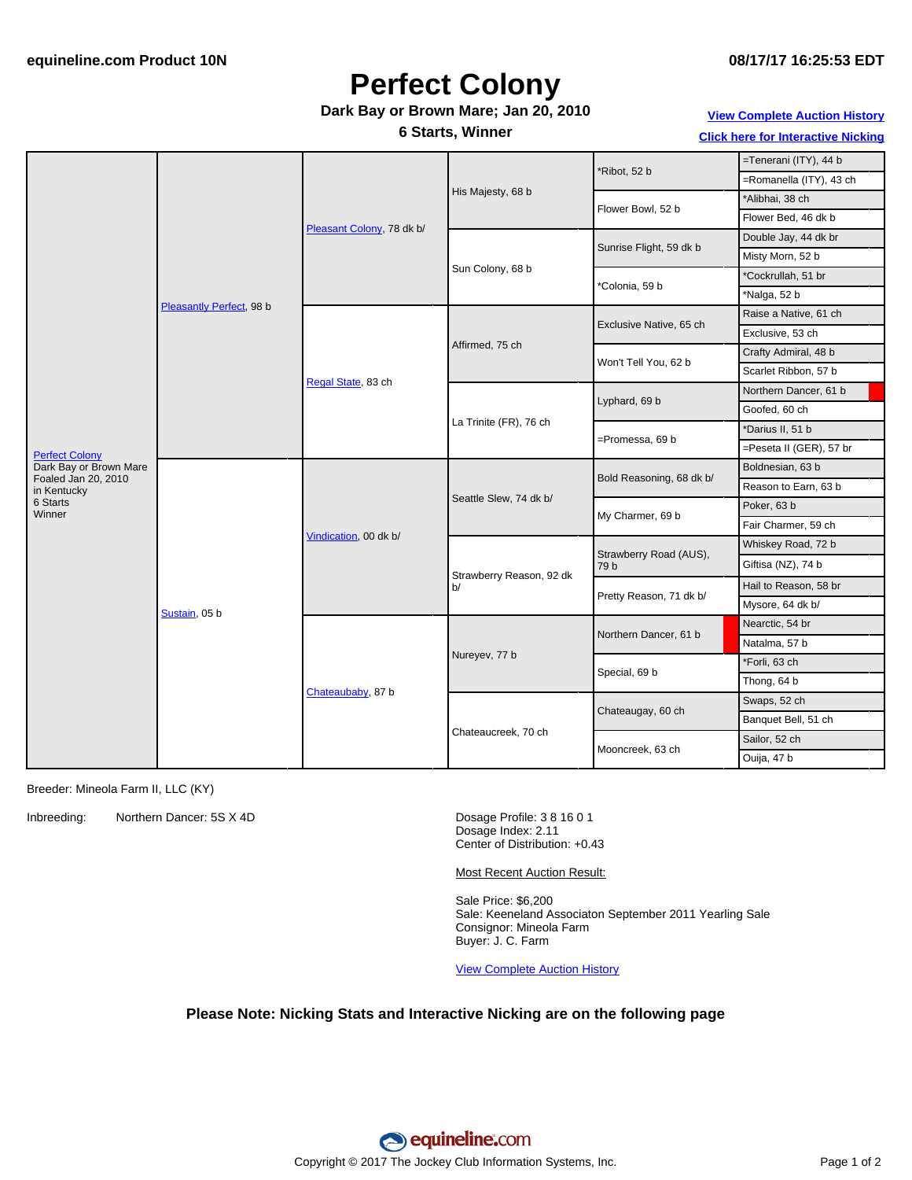equineline.com Product 10N

08/17/17 16:25:53 EDT

# Perfect Colony

**Dark Bay or Brown Mare; Jan 20, 2010**

**6 Starts, Winner**

**View Complete Auction History**

**Click here for Interactive Nicking**

| Horse | Parents | Grandparents | Great-Grandparents | 4th Generation | 5th Generation |
|---|---|---|---|---|---|
| Perfect Colony<br>Dark Bay or Brown Mare<br>Foaled Jan 20, 2010<br>in Kentucky<br>6 Starts<br>Winner | Pleasantly Perfect, 98 b | Pleasant Colony, 78 dk b/ | His Majesty, 68 b | *Ribot, 52 b | =Tenerani (ITY), 44 b |
| | | | | | =Romanella (ITY), 43 ch |
| | | | | Flower Bowl, 52 b | *Alibhai, 38 ch |
| | | | | | Flower Bed, 46 dk b |
| | | | Sun Colony, 68 b | Sunrise Flight, 59 dk b | Double Jay, 44 dk br |
| | | | | | Misty Morn, 52 b |
| | | | | *Colonia, 59 b | *Cockrullah, 51 br |
| | | | | | *Nalga, 52 b |
| | | Regal State, 83 ch | Affirmed, 75 ch | Exclusive Native, 65 ch | Raise a Native, 61 ch |
| | | | | | Exclusive, 53 ch |
| | | | | Won't Tell You, 62 b | Crafty Admiral, 48 b |
| | | | | | Scarlet Ribbon, 57 b |
| | | | La Trinite (FR), 76 ch | Lyphard, 69 b | Northern Dancer, 61 b |
| | | | | | Goofed, 60 ch |
| | | | | =Promessa, 69 b | *Darius II, 51 b |
| | | | | | =Peseta II (GER), 57 br |
| | Sustain, 05 b | Vindication, 00 dk b/ | Seattle Slew, 74 dk b/ | Bold Reasoning, 68 dk b/ | Boldnesian, 63 b |
| | | | | | Reason to Earn, 63 b |
| | | | | My Charmer, 69 b | Poker, 63 b |
| | | | | | Fair Charmer, 59 ch |
| | | | Strawberry Reason, 92 dk b/ | Strawberry Road (AUS), 79 b | Whiskey Road, 72 b |
| | | | | | Giftisa (NZ), 74 b |
| | | | | Pretty Reason, 71 dk b/ | Hail to Reason, 58 br |
| | | | | | Mysore, 64 dk b/ |
| | | Chateaubaby, 87 b | Nureyev, 77 b | Northern Dancer, 61 b | Nearctic, 54 br |
| | | | | | Natalma, 57 b |
| | | | | Special, 69 b | *Forli, 63 ch |
| | | | | | Thong, 64 b |
| | | | Chateaucreek, 70 ch | Chateaugay, 60 ch | Swaps, 52 ch |
| | | | | | Banquet Bell, 51 ch |
| | | | | Mooncreek, 63 ch | Sailor, 52 ch |
| | | | | | Ouija, 47 b |

Breeder: Mineola Farm II, LLC (KY)

Inbreeding: Northern Dancer: 5S X 4D

Dosage Profile: 3 8 16 0 1
Dosage Index: 2.11
Center of Distribution: +0.43

Most Recent Auction Result:

Sale Price: $6,200
Sale: Keeneland Associaton September 2011 Yearling Sale
Consignor: Mineola Farm
Buyer: J. C. Farm

View Complete Auction History

**Please Note: Nicking Stats and Interactive Nicking are on the following page**

equineline.com

Copyright © 2017 The Jockey Club Information Systems, Inc.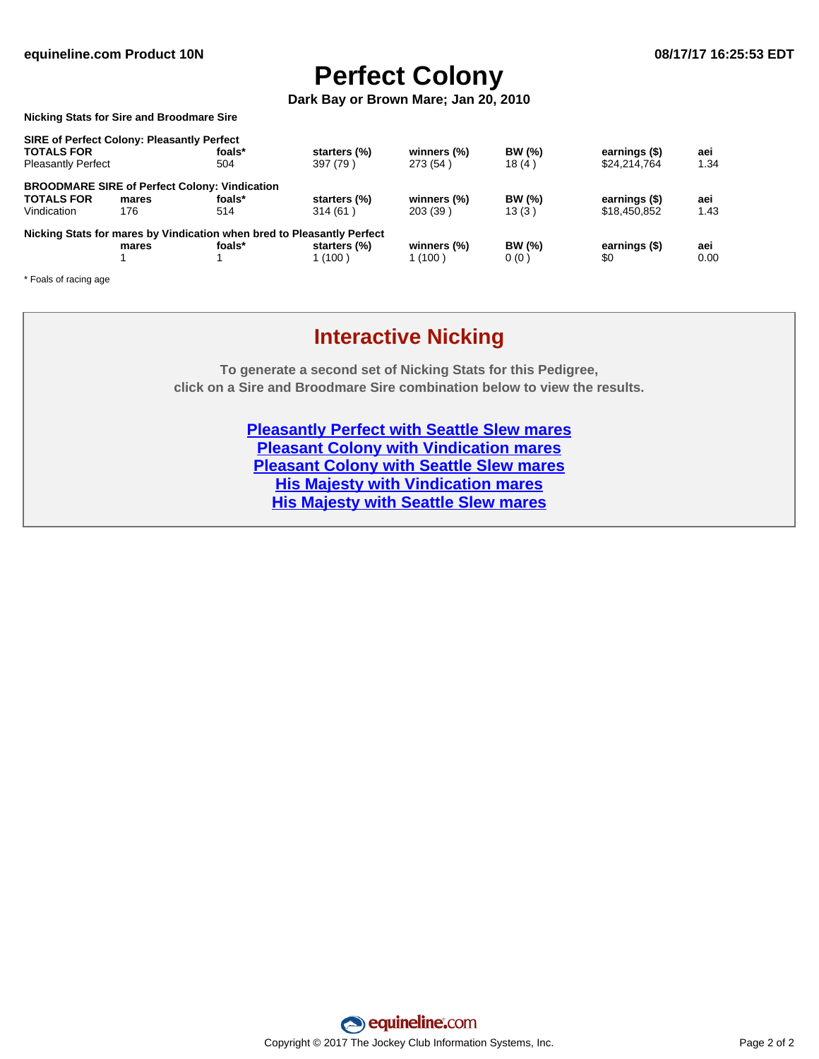# Perfect Colony

**Dark Bay or Brown Mare; Jan 20, 2010**

**Nicking Stats for Sire and Broodmare Sire**

**SIRE of Perfect Colony: Pleasantly Perfect**

| TOTALS FOR | | foals* | starters (%) | winners (%) | BW (%) | earnings ($) | aei |
|---|---|---|---|---|---|---|---|
| Pleasantly Perfect | | 504 | 397 (79 ) | 273 (54 ) | 18 (4 ) | $24,214,764 | 1.34 |

**BROODMARE SIRE of Perfect Colony: Vindication**

| TOTALS FOR | mares | foals* | starters (%) | winners (%) | BW (%) | earnings ($) | aei |
|---|---|---|---|---|---|---|---|
| Vindication | 176 | 514 | 314 (61 ) | 203 (39 ) | 13 (3 ) | $18,450,852 | 1.43 |

**Nicking Stats for mares by Vindication when bred to Pleasantly Perfect**

| | mares | foals* | starters (%) | winners (%) | BW (%) | earnings ($) | aei |
|---|---|---|---|---|---|---|---|
| | 1 | 1 | 1 (100 ) | 1 (100 ) | 0 (0 ) | $0 | 0.00 |

* Foals of racing age

## Interactive Nicking

**To generate a second set of Nicking Stats for this Pedigree, click on a Sire and Broodmare Sire combination below to view the results.**

**Pleasantly Perfect with Seattle Slew mares**
**Pleasant Colony with Vindication mares**
**Pleasant Colony with Seattle Slew mares**
**His Majesty with Vindication mares**
**His Majesty with Seattle Slew mares**

Copyright © 2017 The Jockey Club Information Systems, Inc.